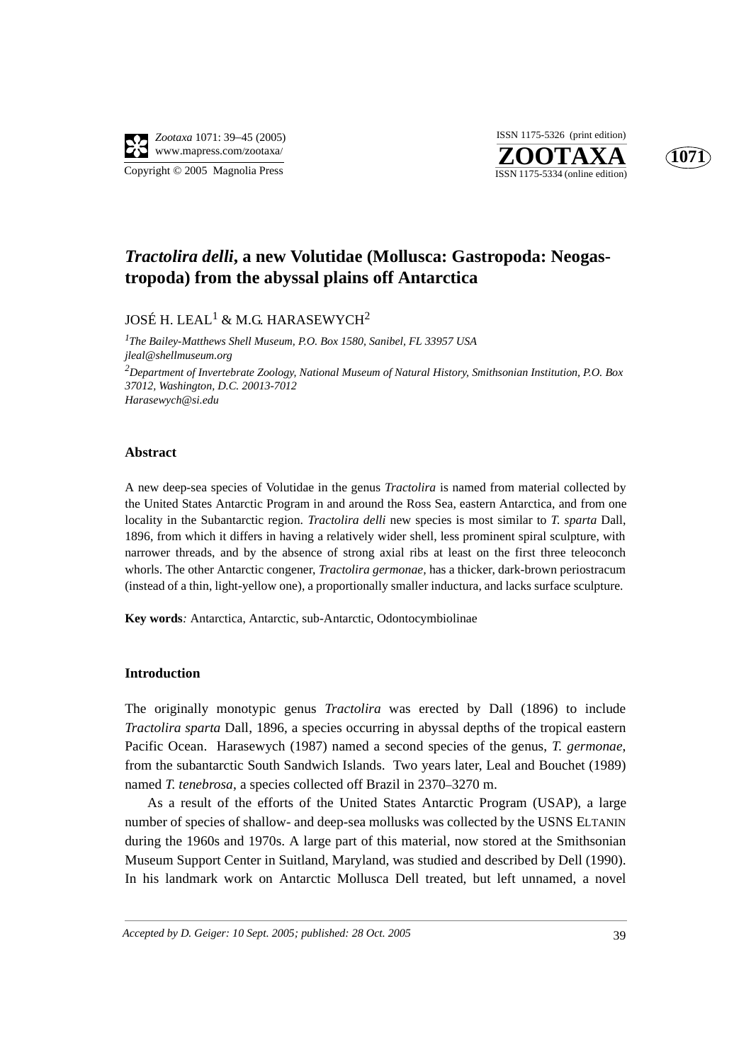# *Tractolira delli*, a new Volutidae (Mollusca: Gastropoda: Neogastropoda) from the abyssal plains off Antarctica

JOSÉ H. LEAL[1] & M.G. HARASEWYCH[2]

[1]*The Bailey-Matthews Shell Museum, P.O. Box 1580, Sanibel, FL 33957 USA*
*jleal@shellmuseum.org*
[2]*Department of Invertebrate Zoology, National Museum of Natural History, Smithsonian Institution, P.O. Box 37012, Washington, D.C. 20013-7012*
*Harasewych@si.edu*

### Abstract

A new deep-sea species of Volutidae in the genus *Tractolira* is named from material collected by the United States Antarctic Program in and around the Ross Sea, eastern Antarctica, and from one locality in the Subantarctic region. *Tractolira delli* new species is most similar to *T. sparta* Dall, 1896, from which it differs in having a relatively wider shell, less prominent spiral sculpture, with narrower threads, and by the absence of strong axial ribs at least on the first three teleoconch whorls. The other Antarctic congener, *Tractolira germonae*, has a thicker, dark-brown periostracum (instead of a thin, light-yellow one), a proportionally smaller inductura, and lacks surface sculpture.

**Key words***:* Antarctica, Antarctic, sub-Antarctic, Odontocymbiolinae

### Introduction

The originally monotypic genus *Tractolira* was erected by Dall (1896) to include *Tractolira sparta* Dall, 1896, a species occurring in abyssal depths of the tropical eastern Pacific Ocean. Harasewych (1987) named a second species of the genus, *T. germonae*, from the subantarctic South Sandwich Islands. Two years later, Leal and Bouchet (1989) named *T. tenebrosa*, a species collected off Brazil in 2370–3270 m.

As a result of the efforts of the United States Antarctic Program (USAP), a large number of species of shallow- and deep-sea mollusks was collected by the USNS ELTANIN during the 1960s and 1970s. A large part of this material, now stored at the Smithsonian Museum Support Center in Suitland, Maryland, was studied and described by Dell (1990). In his landmark work on Antarctic Mollusca Dell treated, but left unnamed, a novel

*Accepted by D. Geiger: 10 Sept. 2005; published: 28 Oct. 2005*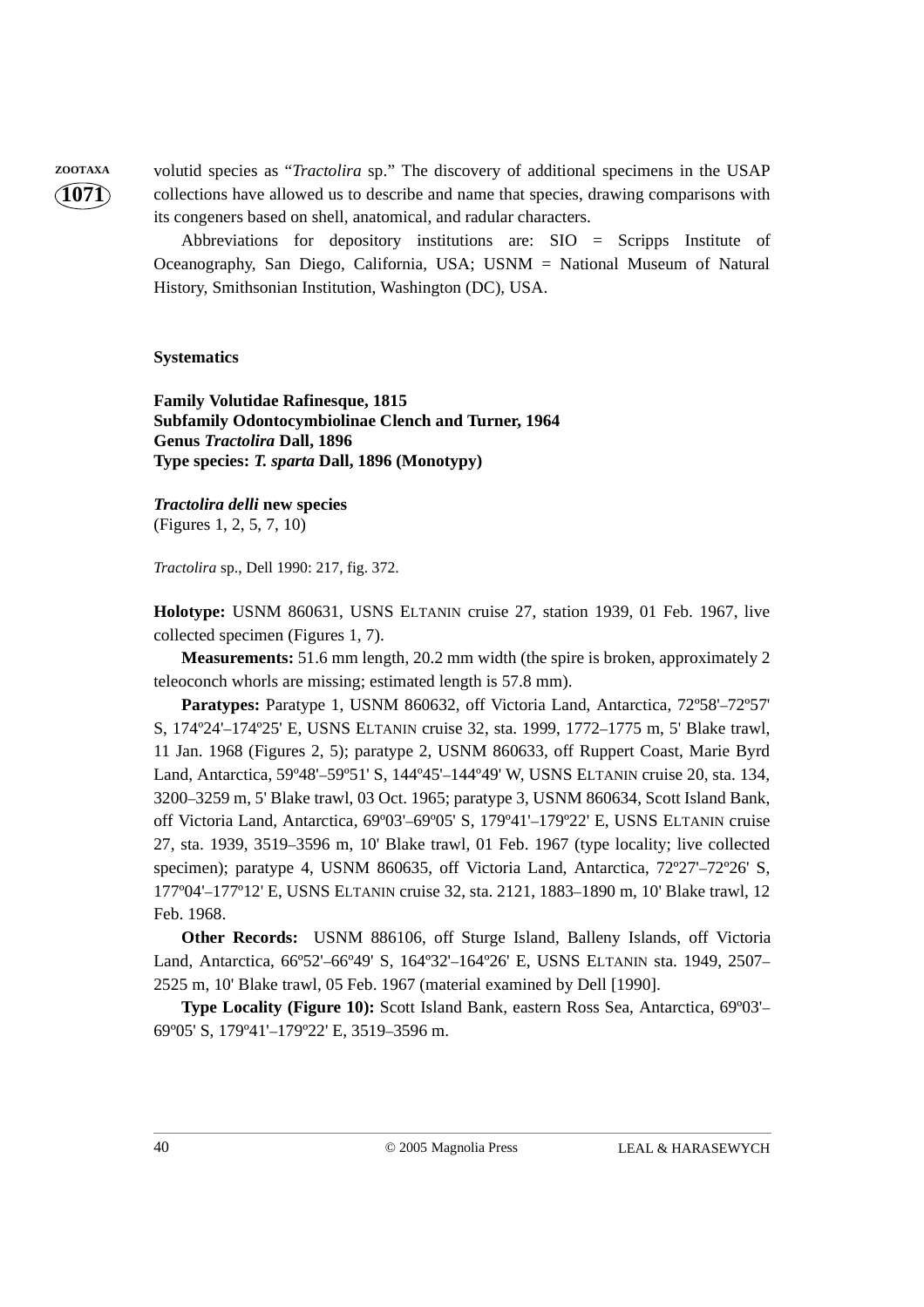volutid species as "*Tractolira* sp." The discovery of additional specimens in the USAP collections have allowed us to describe and name that species, drawing comparisons with its congeners based on shell, anatomical, and radular characters.

Abbreviations for depository institutions are: SIO = Scripps Institute of Oceanography, San Diego, California, USA; USNM = National Museum of Natural History, Smithsonian Institution, Washington (DC), USA.

## Systematics

**Family Volutidae Rafinesque, 1815**
**Subfamily Odontocymbiolinae Clench and Turner, 1964**
**Genus *Tractolira* Dall, 1896**
**Type species: *T. sparta* Dall, 1896 (Monotypy)**

### *Tractolira delli* new species

(Figures 1, 2, 5, 7, 10)

*Tractolira* sp., Dell 1990: 217, fig. 372.

**Holotype:** USNM 860631, USNS ELTANIN cruise 27, station 1939, 01 Feb. 1967, live collected specimen (Figures 1, 7).

**Measurements:** 51.6 mm length, 20.2 mm width (the spire is broken, approximately 2 teleoconch whorls are missing; estimated length is 57.8 mm).

**Paratypes:** Paratype 1, USNM 860632, off Victoria Land, Antarctica, 72º58'–72º57' S, 174º24'–174º25' E, USNS ELTANIN cruise 32, sta. 1999, 1772–1775 m, 5' Blake trawl, 11 Jan. 1968 (Figures 2, 5); paratype 2, USNM 860633, off Ruppert Coast, Marie Byrd Land, Antarctica, 59º48'–59º51' S, 144º45'–144º49' W, USNS ELTANIN cruise 20, sta. 134, 3200–3259 m, 5' Blake trawl, 03 Oct. 1965; paratype 3, USNM 860634, Scott Island Bank, off Victoria Land, Antarctica, 69º03'–69º05' S, 179º41'–179º22' E, USNS ELTANIN cruise 27, sta. 1939, 3519–3596 m, 10' Blake trawl, 01 Feb. 1967 (type locality; live collected specimen); paratype 4, USNM 860635, off Victoria Land, Antarctica, 72º27'–72º26' S, 177º04'–177º12' E, USNS ELTANIN cruise 32, sta. 2121, 1883–1890 m, 10' Blake trawl, 12 Feb. 1968.

**Other Records:** USNM 886106, off Sturge Island, Balleny Islands, off Victoria Land, Antarctica, 66º52'–66º49' S, 164º32'–164º26' E, USNS ELTANIN sta. 1949, 2507–2525 m, 10' Blake trawl, 05 Feb. 1967 (material examined by Dell [1990].

**Type Locality (Figure 10):** Scott Island Bank, eastern Ross Sea, Antarctica, 69º03'–69º05' S, 179º41'–179º22' E, 3519–3596 m.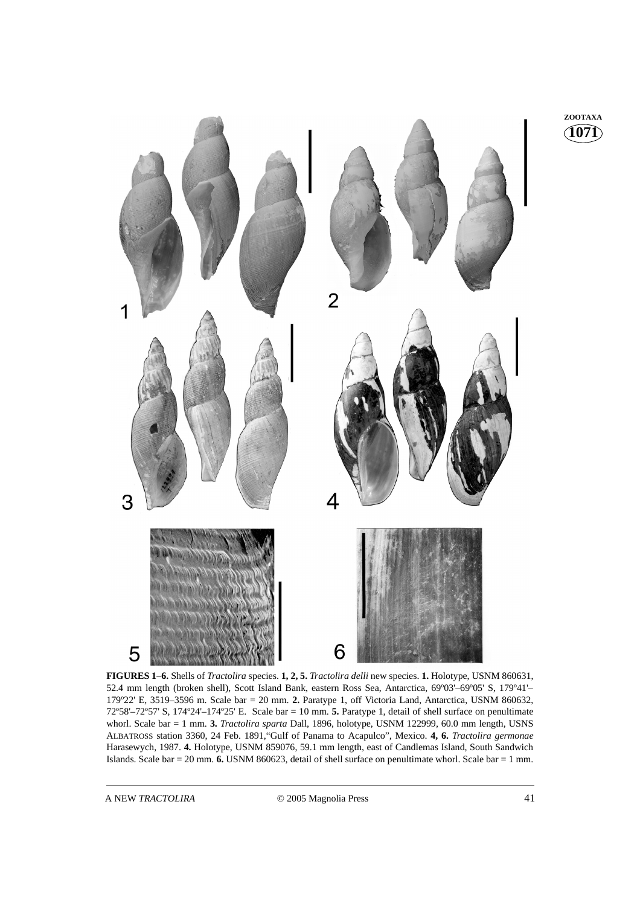**FIGURES 1–6.** Shells of *Tractolira* species. **1, 2, 5.** *Tractolira delli* new species. **1.** Holotype, USNM 860631, 52.4 mm length (broken shell), Scott Island Bank, eastern Ross Sea, Antarctica, 69º03'–69º05' S, 179º41'–179º22' E, 3519–3596 m. Scale bar = 20 mm. **2.** Paratype 1, off Victoria Land, Antarctica, USNM 860632, 72º58'–72º57' S, 174º24'–174º25' E. Scale bar = 10 mm. **5.** Paratype 1, detail of shell surface on penultimate whorl. Scale bar = 1 mm. **3.** *Tractolira sparta* Dall, 1896, holotype, USNM 122999, 60.0 mm length, USNS ALBATROSS station 3360, 24 Feb. 1891,"Gulf of Panama to Acapulco", Mexico. **4, 6.** *Tractolira germonae* Harasewych, 1987. **4.** Holotype, USNM 859076, 59.1 mm length, east of Candlemas Island, South Sandwich Islands. Scale bar = 20 mm. **6.** USNM 860623, detail of shell surface on penultimate whorl. Scale bar = 1 mm.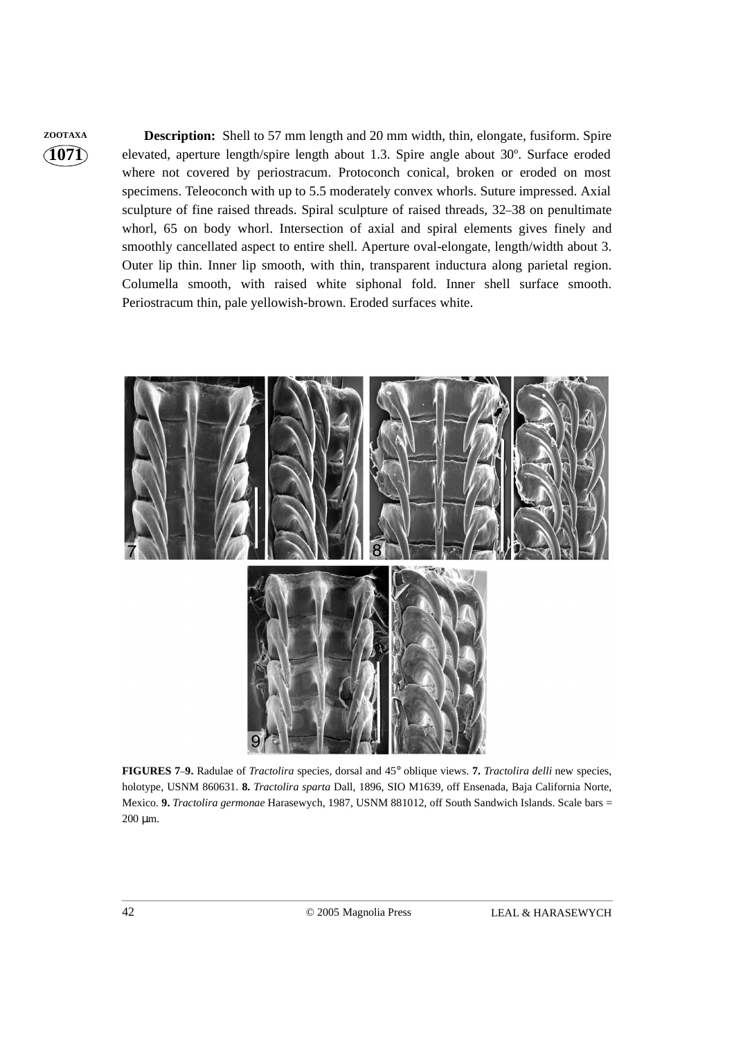**Description:** Shell to 57 mm length and 20 mm width, thin, elongate, fusiform. Spire elevated, aperture length/spire length about 1.3. Spire angle about 30º. Surface eroded where not covered by periostracum. Protoconch conical, broken or eroded on most specimens. Teleoconch with up to 5.5 moderately convex whorls. Suture impressed. Axial sculpture of fine raised threads. Spiral sculpture of raised threads, 32–38 on penultimate whorl, 65 on body whorl. Intersection of axial and spiral elements gives finely and smoothly cancellated aspect to entire shell. Aperture oval-elongate, length/width about 3. Outer lip thin. Inner lip smooth, with thin, transparent inductura along parietal region. Columella smooth, with raised white siphonal fold. Inner shell surface smooth. Periostracum thin, pale yellowish-brown. Eroded surfaces white.

**FIGURES 7–9.** Radulae of *Tractolira* species, dorsal and 45° oblique views. **7.** *Tractolira delli* new species, holotype, USNM 860631. **8.** *Tractolira sparta* Dall, 1896, SIO M1639, off Ensenada, Baja California Norte, Mexico. **9.** *Tractolira germonae* Harasewych, 1987, USNM 881012, off South Sandwich Islands. Scale bars = 200 μm.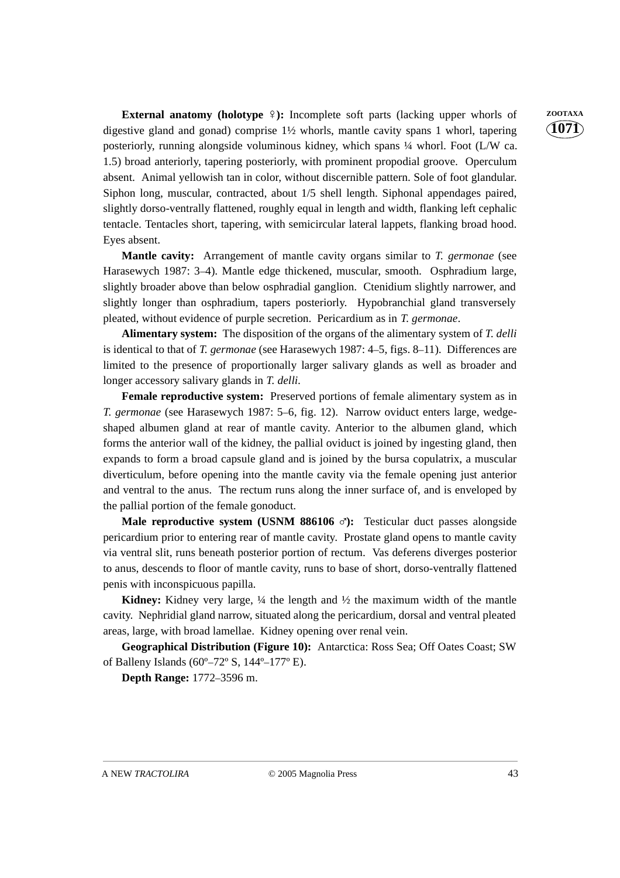**External anatomy (holotype ♀):** Incomplete soft parts (lacking upper whorls of digestive gland and gonad) comprise 1½ whorls, mantle cavity spans 1 whorl, tapering posteriorly, running alongside voluminous kidney, which spans ¼ whorl. Foot (L/W ca. 1.5) broad anteriorly, tapering posteriorly, with prominent propodial groove. Operculum absent. Animal yellowish tan in color, without discernible pattern. Sole of foot glandular. Siphon long, muscular, contracted, about 1/5 shell length. Siphonal appendages paired, slightly dorso-ventrally flattened, roughly equal in length and width, flanking left cephalic tentacle. Tentacles short, tapering, with semicircular lateral lappets, flanking broad hood. Eyes absent.

**Mantle cavity:** Arrangement of mantle cavity organs similar to *T. germonae* (see Harasewych 1987: 3–4). Mantle edge thickened, muscular, smooth. Osphradium large, slightly broader above than below osphradial ganglion. Ctenidium slightly narrower, and slightly longer than osphradium, tapers posteriorly. Hypobranchial gland transversely pleated, without evidence of purple secretion. Pericardium as in *T. germonae*.

**Alimentary system:** The disposition of the organs of the alimentary system of *T. delli* is identical to that of *T. germonae* (see Harasewych 1987: 4–5, figs. 8–11). Differences are limited to the presence of proportionally larger salivary glands as well as broader and longer accessory salivary glands in *T. delli*.

**Female reproductive system:** Preserved portions of female alimentary system as in *T. germonae* (see Harasewych 1987: 5–6, fig. 12). Narrow oviduct enters large, wedge-shaped albumen gland at rear of mantle cavity. Anterior to the albumen gland, which forms the anterior wall of the kidney, the pallial oviduct is joined by ingesting gland, then expands to form a broad capsule gland and is joined by the bursa copulatrix, a muscular diverticulum, before opening into the mantle cavity via the female opening just anterior and ventral to the anus. The rectum runs along the inner surface of, and is enveloped by the pallial portion of the female gonoduct.

**Male reproductive system (USNM 886106 ♂):** Testicular duct passes alongside pericardium prior to entering rear of mantle cavity. Prostate gland opens to mantle cavity via ventral slit, runs beneath posterior portion of rectum. Vas deferens diverges posterior to anus, descends to floor of mantle cavity, runs to base of short, dorso-ventrally flattened penis with inconspicuous papilla.

**Kidney:** Kidney very large, ¼ the length and ½ the maximum width of the mantle cavity. Nephridial gland narrow, situated along the pericardium, dorsal and ventral pleated areas, large, with broad lamellae. Kidney opening over renal vein.

**Geographical Distribution (Figure 10):** Antarctica: Ross Sea; Off Oates Coast; SW of Balleny Islands (60º–72º S, 144º–177º E).

**Depth Range:** 1772–3596 m.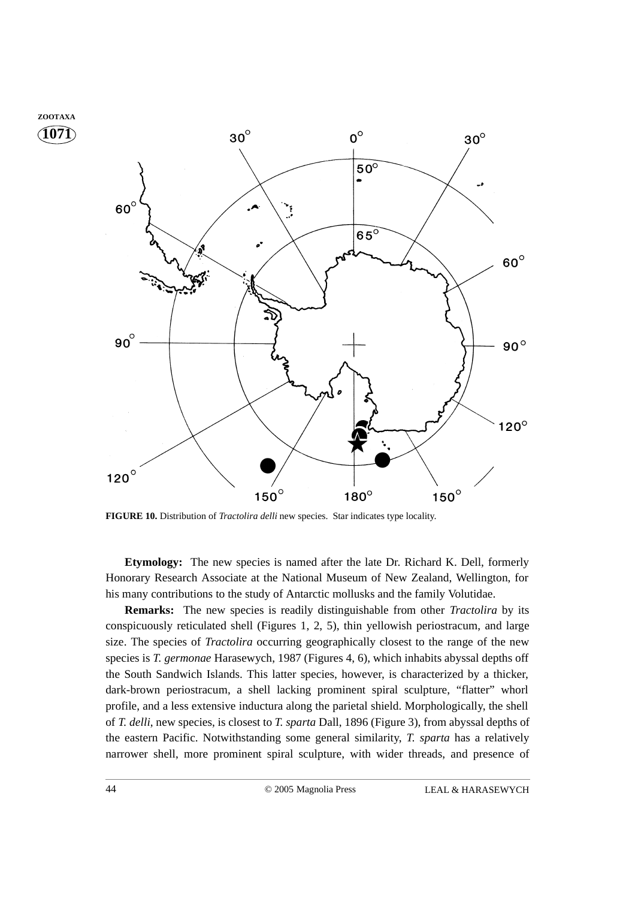FIGURE 10. Distribution of *Tractolira delli* new species. Star indicates type locality.

**Etymology:** The new species is named after the late Dr. Richard K. Dell, formerly Honorary Research Associate at the National Museum of New Zealand, Wellington, for his many contributions to the study of Antarctic mollusks and the family Volutidae.

**Remarks:** The new species is readily distinguishable from other *Tractolira* by its conspicuously reticulated shell (Figures 1, 2, 5), thin yellowish periostracum, and large size. The species of *Tractolira* occurring geographically closest to the range of the new species is *T. germonae* Harasewych, 1987 (Figures 4, 6), which inhabits abyssal depths off the South Sandwich Islands. This latter species, however, is characterized by a thicker, dark-brown periostracum, a shell lacking prominent spiral sculpture, "flatter" whorl profile, and a less extensive inductura along the parietal shield. Morphologically, the shell of *T. delli*, new species, is closest to *T. sparta* Dall, 1896 (Figure 3), from abyssal depths of the eastern Pacific. Notwithstanding some general similarity, *T. sparta* has a relatively narrower shell, more prominent spiral sculpture, with wider threads, and presence of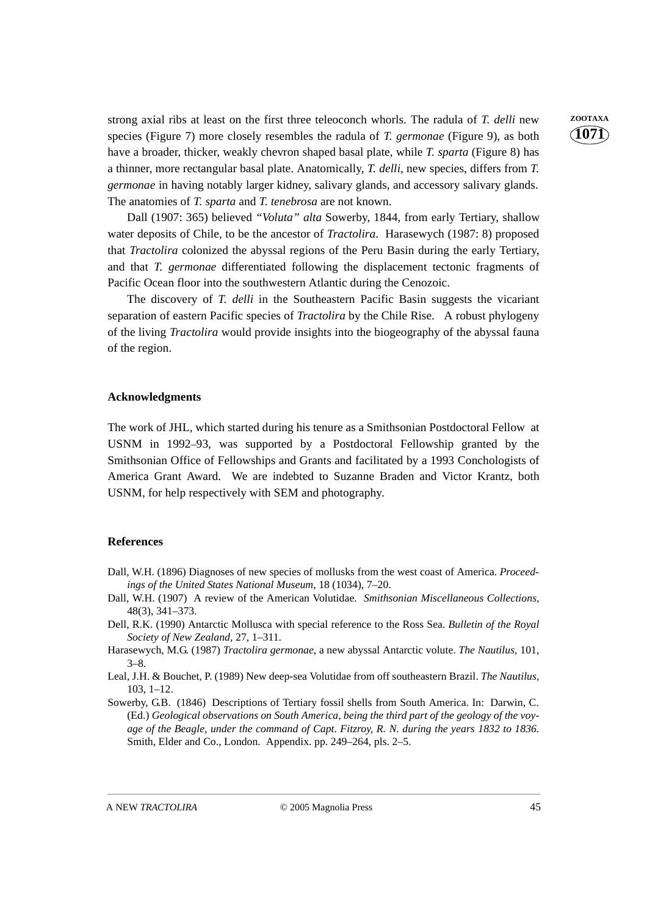strong axial ribs at least on the first three teleoconch whorls. The radula of *T. delli* new species (Figure 7) more closely resembles the radula of *T. germonae* (Figure 9), as both have a broader, thicker, weakly chevron shaped basal plate, while *T. sparta* (Figure 8) has a thinner, more rectangular basal plate. Anatomically, *T. delli*, new species, differs from *T. germonae* in having notably larger kidney, salivary glands, and accessory salivary glands. The anatomies of *T. sparta* and *T. tenebrosa* are not known.

Dall (1907: 365) believed *"Voluta" alta* Sowerby, 1844, from early Tertiary, shallow water deposits of Chile, to be the ancestor of *Tractolira*. Harasewych (1987: 8) proposed that *Tractolira* colonized the abyssal regions of the Peru Basin during the early Tertiary, and that *T. germonae* differentiated following the displacement tectonic fragments of Pacific Ocean floor into the southwestern Atlantic during the Cenozoic.

The discovery of *T. delli* in the Southeastern Pacific Basin suggests the vicariant separation of eastern Pacific species of *Tractolira* by the Chile Rise. A robust phylogeny of the living *Tractolira* would provide insights into the biogeography of the abyssal fauna of the region.

## Acknowledgments

The work of JHL, which started during his tenure as a Smithsonian Postdoctoral Fellow at USNM in 1992–93, was supported by a Postdoctoral Fellowship granted by the Smithsonian Office of Fellowships and Grants and facilitated by a 1993 Conchologists of America Grant Award. We are indebted to Suzanne Braden and Victor Krantz, both USNM, for help respectively with SEM and photography.

## References

Dall, W.H. (1896) Diagnoses of new species of mollusks from the west coast of America. *Proceedings of the United States National Museum*, 18 (1034), 7–20.

Dall, W.H. (1907) A review of the American Volutidae. *Smithsonian Miscellaneous Collections*, 48(3), 341–373.

Dell, R.K. (1990) Antarctic Mollusca with special reference to the Ross Sea. *Bulletin of the Royal Society of New Zealand*, 27, 1–311.

Harasewych, M.G. (1987) *Tractolira germonae*, a new abyssal Antarctic volute. *The Nautilus*, 101, 3–8.

Leal, J.H. & Bouchet, P. (1989) New deep-sea Volutidae from off southeastern Brazil. *The Nautilus*, 103, 1–12.

Sowerby, G.B. (1846) Descriptions of Tertiary fossil shells from South America. In: Darwin, C. (Ed.) *Geological observations on South America, being the third part of the geology of the voyage of the Beagle, under the command of Capt. Fitzroy, R. N. during the years 1832 to 1836*. Smith, Elder and Co., London. Appendix. pp. 249–264, pls. 2–5.